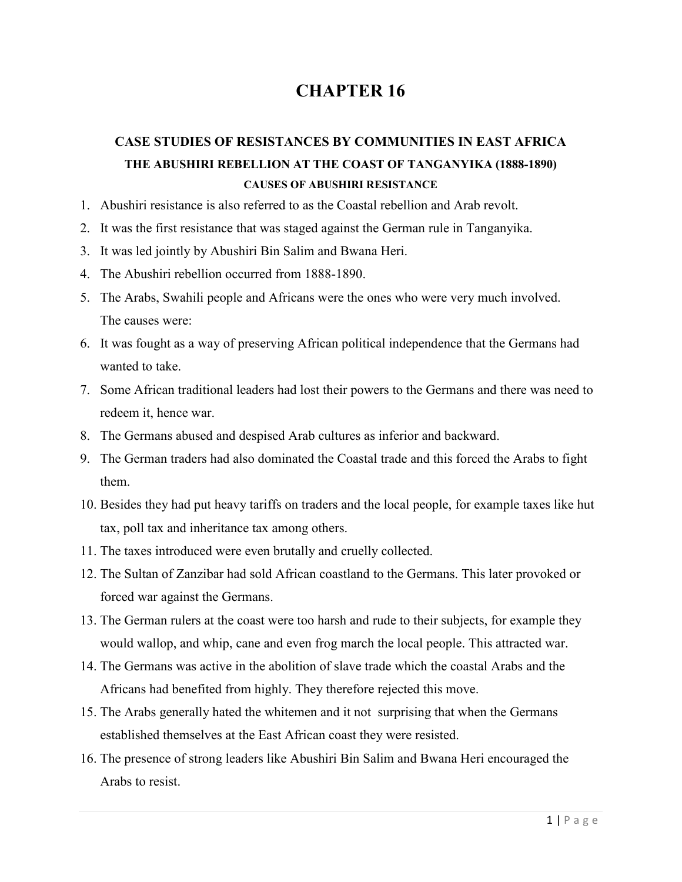# CHAPTER 16

## CASE STUDIES OF RESISTANCES BY COMMUNITIES IN EAST AFRICA

### THE ABUSHIRI REBELLION AT THE COAST OF TANGANYIKA (1888-1890)

#### CAUSES OF ABUSHIRI RESISTANCE

1. Abushiri resistance is also referred to as the Coastal rebellion and Arab revolt.
2. It was the first resistance that was staged against the German rule in Tanganyika.
3. It was led jointly by Abushiri Bin Salim and Bwana Heri.
4. The Abushiri rebellion occurred from 1888-1890.
5. The Arabs, Swahili people and Africans were the ones who were very much involved.
   The causes were:
6. It was fought as a way of preserving African political independence that the Germans had wanted to take.
7. Some African traditional leaders had lost their powers to the Germans and there was need to redeem it, hence war.
8. The Germans abused and despised Arab cultures as inferior and backward.
9. The German traders had also dominated the Coastal trade and this forced the Arabs to fight them.
10. Besides they had put heavy tariffs on traders and the local people, for example taxes like hut tax, poll tax and inheritance tax among others.
11. The taxes introduced were even brutally and cruelly collected.
12. The Sultan of Zanzibar had sold African coastland to the Germans. This later provoked or forced war against the Germans.
13. The German rulers at the coast were too harsh and rude to their subjects, for example they would wallop, and whip, cane and even frog march the local people. This attracted war.
14. The Germans was active in the abolition of slave trade which the coastal Arabs and the Africans had benefited from highly. They therefore rejected this move.
15. The Arabs generally hated the whitemen and it not surprising that when the Germans established themselves at the East African coast they were resisted.
16. The presence of strong leaders like Abushiri Bin Salim and Bwana Heri encouraged the Arabs to resist.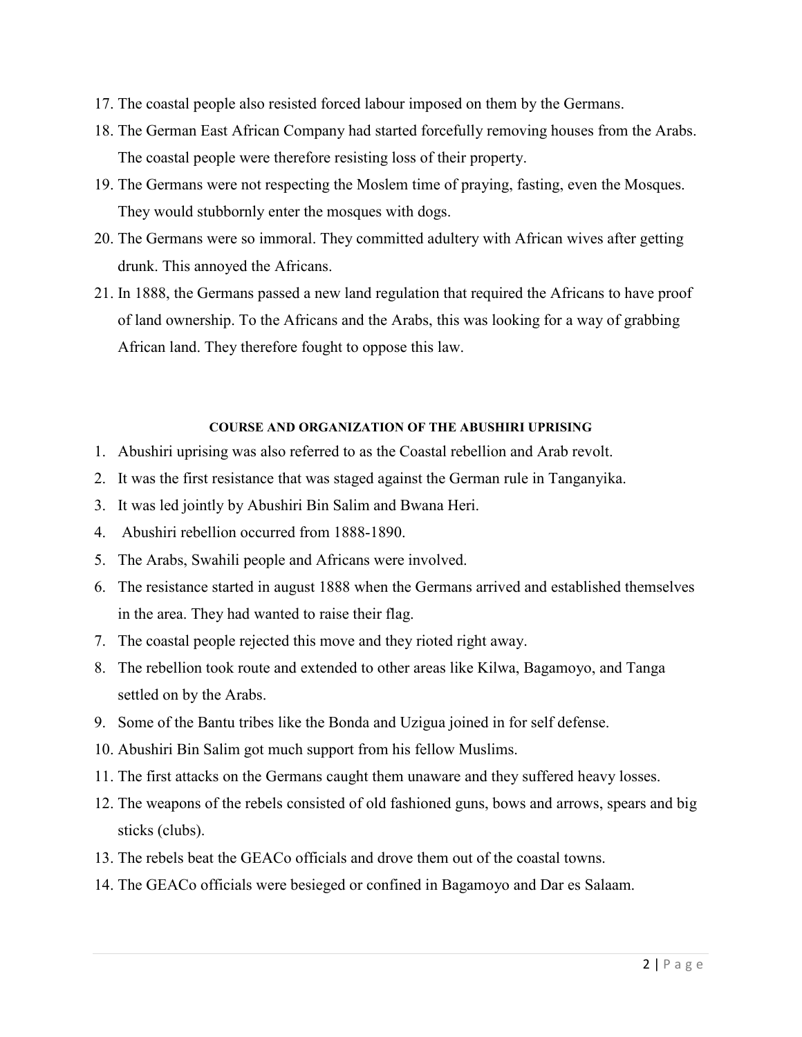17. The coastal people also resisted forced labour imposed on them by the Germans.
18. The German East African Company had started forcefully removing houses from the Arabs. The coastal people were therefore resisting loss of their property.
19. The Germans were not respecting the Moslem time of praying, fasting, even the Mosques. They would stubbornly enter the mosques with dogs.
20. The Germans were so immoral. They committed adultery with African wives after getting drunk. This annoyed the Africans.
21. In 1888, the Germans passed a new land regulation that required the Africans to have proof of land ownership. To the Africans and the Arabs, this was looking for a way of grabbing African land. They therefore fought to oppose this law.

#### COURSE AND ORGANIZATION OF THE ABUSHIRI UPRISING

1. Abushiri uprising was also referred to as the Coastal rebellion and Arab revolt.
2. It was the first resistance that was staged against the German rule in Tanganyika.
3. It was led jointly by Abushiri Bin Salim and Bwana Heri.
4. Abushiri rebellion occurred from 1888-1890.
5. The Arabs, Swahili people and Africans were involved.
6. The resistance started in august 1888 when the Germans arrived and established themselves in the area. They had wanted to raise their flag.
7. The coastal people rejected this move and they rioted right away.
8. The rebellion took route and extended to other areas like Kilwa, Bagamoyo, and Tanga settled on by the Arabs.
9. Some of the Bantu tribes like the Bonda and Uzigua joined in for self defense.
10. Abushiri Bin Salim got much support from his fellow Muslims.
11. The first attacks on the Germans caught them unaware and they suffered heavy losses.
12. The weapons of the rebels consisted of old fashioned guns, bows and arrows, spears and big sticks (clubs).
13. The rebels beat the GEACo officials and drove them out of the coastal towns.
14. The GEACo officials were besieged or confined in Bagamoyo and Dar es Salaam.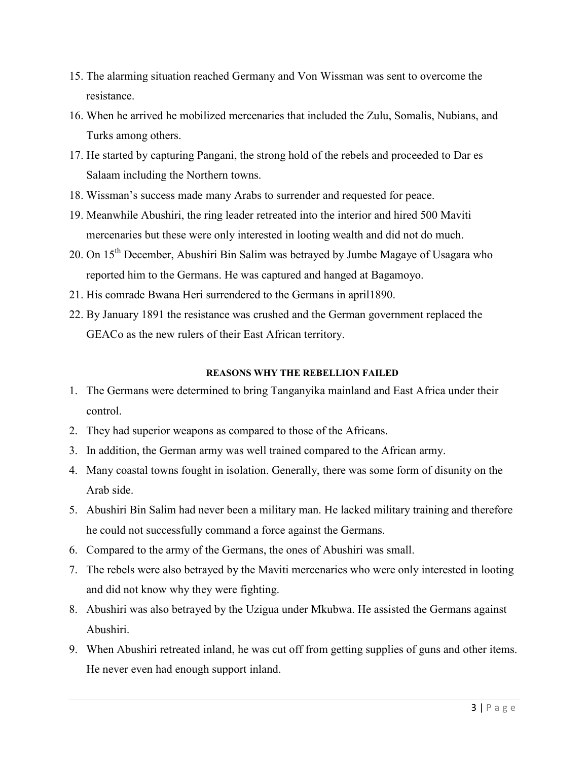15. The alarming situation reached Germany and Von Wissman was sent to overcome the resistance.
16. When he arrived he mobilized mercenaries that included the Zulu, Somalis, Nubians, and Turks among others.
17. He started by capturing Pangani, the strong hold of the rebels and proceeded to Dar es Salaam including the Northern towns.
18. Wissman's success made many Arabs to surrender and requested for peace.
19. Meanwhile Abushiri, the ring leader retreated into the interior and hired 500 Maviti mercenaries but these were only interested in looting wealth and did not do much.
20. On 15th December, Abushiri Bin Salim was betrayed by Jumbe Magaye of Usagara who reported him to the Germans. He was captured and hanged at Bagamoyo.
21. His comrade Bwana Heri surrendered to the Germans in april1890.
22. By January 1891 the resistance was crushed and the German government replaced the GEACo as the new rulers of their East African territory.

#### REASONS WHY THE REBELLION FAILED

1. The Germans were determined to bring Tanganyika mainland and East Africa under their control.
2. They had superior weapons as compared to those of the Africans.
3. In addition, the German army was well trained compared to the African army.
4. Many coastal towns fought in isolation. Generally, there was some form of disunity on the Arab side.
5. Abushiri Bin Salim had never been a military man. He lacked military training and therefore he could not successfully command a force against the Germans.
6. Compared to the army of the Germans, the ones of Abushiri was small.
7. The rebels were also betrayed by the Maviti mercenaries who were only interested in looting and did not know why they were fighting.
8. Abushiri was also betrayed by the Uzigua under Mkubwa. He assisted the Germans against Abushiri.
9. When Abushiri retreated inland, he was cut off from getting supplies of guns and other items. He never even had enough support inland.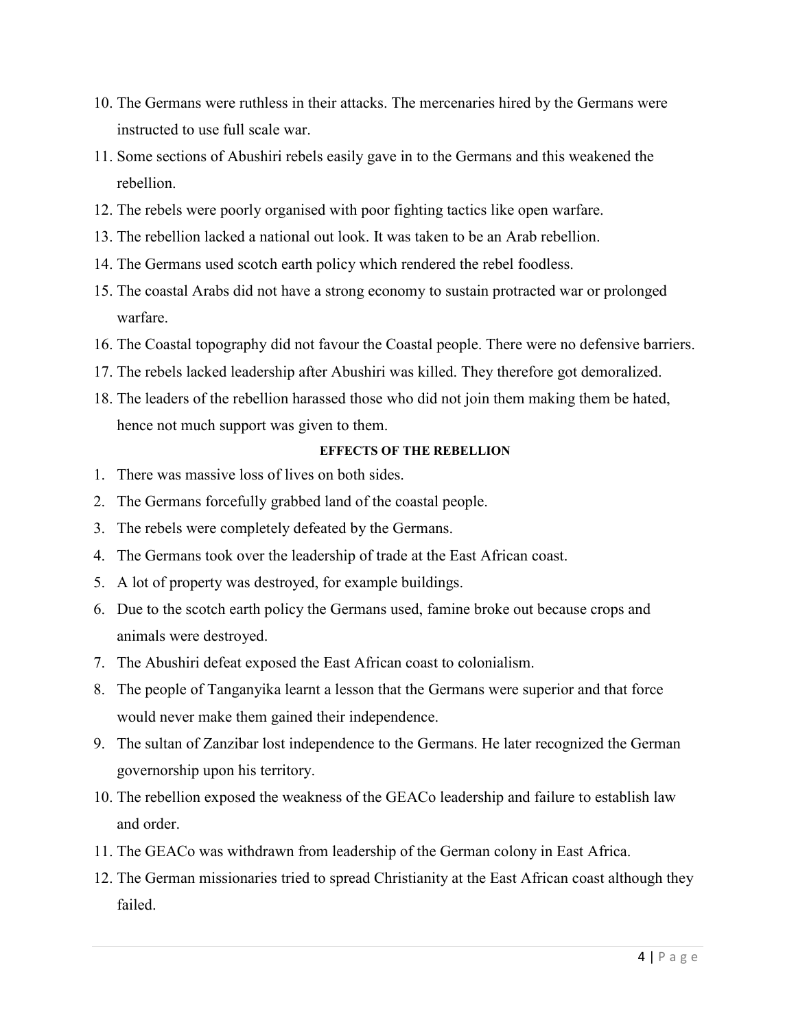10. The Germans were ruthless in their attacks. The mercenaries hired by the Germans were instructed to use full scale war.
11. Some sections of Abushiri rebels easily gave in to the Germans and this weakened the rebellion.
12. The rebels were poorly organised with poor fighting tactics like open warfare.
13. The rebellion lacked a national out look. It was taken to be an Arab rebellion.
14. The Germans used scotch earth policy which rendered the rebel foodless.
15. The coastal Arabs did not have a strong economy to sustain protracted war or prolonged warfare.
16. The Coastal topography did not favour the Coastal people. There were no defensive barriers.
17. The rebels lacked leadership after Abushiri was killed. They therefore got demoralized.
18. The leaders of the rebellion harassed those who did not join them making them be hated, hence not much support was given to them.

**EFFECTS OF THE REBELLION**

1. There was massive loss of lives on both sides.
2. The Germans forcefully grabbed land of the coastal people.
3. The rebels were completely defeated by the Germans.
4. The Germans took over the leadership of trade at the East African coast.
5. A lot of property was destroyed, for example buildings.
6. Due to the scotch earth policy the Germans used, famine broke out because crops and animals were destroyed.
7. The Abushiri defeat exposed the East African coast to colonialism.
8. The people of Tanganyika learnt a lesson that the Germans were superior and that force would never make them gained their independence.
9. The sultan of Zanzibar lost independence to the Germans. He later recognized the German governorship upon his territory.
10. The rebellion exposed the weakness of the GEACo leadership and failure to establish law and order.
11. The GEACo was withdrawn from leadership of the German colony in East Africa.
12. The German missionaries tried to spread Christianity at the East African coast although they failed.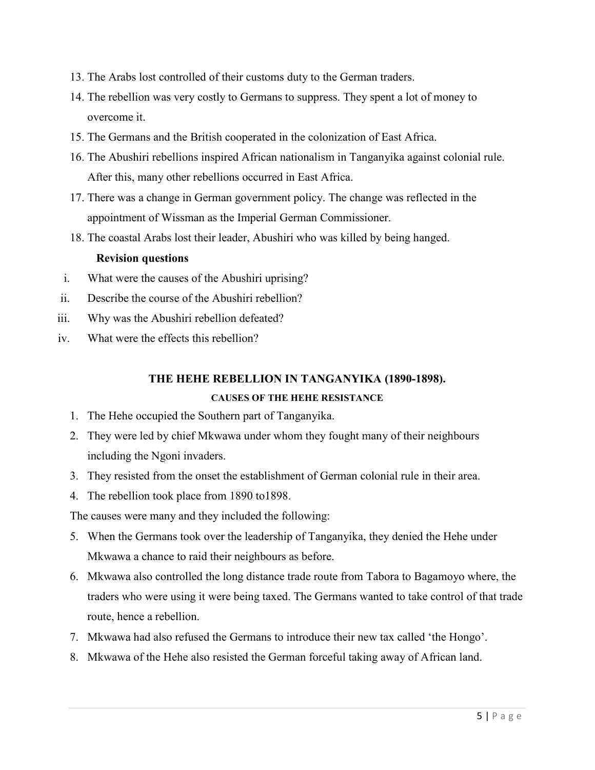13. The Arabs lost controlled of their customs duty to the German traders.
14. The rebellion was very costly to Germans to suppress. They spent a lot of money to overcome it.
15. The Germans and the British cooperated in the colonization of East Africa.
16. The Abushiri rebellions inspired African nationalism in Tanganyika against colonial rule. After this, many other rebellions occurred in East Africa.
17. There was a change in German government policy. The change was reflected in the appointment of Wissman as the Imperial German Commissioner.
18. The coastal Arabs lost their leader, Abushiri who was killed by being hanged.

**Revision questions**

i. What were the causes of the Abushiri uprising?
ii. Describe the course of the Abushiri rebellion?
iii. Why was the Abushiri rebellion defeated?
iv. What were the effects this rebellion?

## THE HEHE REBELLION IN TANGANYIKA (1890-1898).

### CAUSES OF THE HEHE RESISTANCE

1. The Hehe occupied the Southern part of Tanganyika.
2. They were led by chief Mkwawa under whom they fought many of their neighbours including the Ngoni invaders.
3. They resisted from the onset the establishment of German colonial rule in their area.
4. The rebellion took place from 1890 to1898.

The causes were many and they included the following:

5. When the Germans took over the leadership of Tanganyika, they denied the Hehe under Mkwawa a chance to raid their neighbours as before.
6. Mkwawa also controlled the long distance trade route from Tabora to Bagamoyo where, the traders who were using it were being taxed. The Germans wanted to take control of that trade route, hence a rebellion.
7. Mkwawa had also refused the Germans to introduce their new tax called 'the Hongo'.
8. Mkwawa of the Hehe also resisted the German forceful taking away of African land.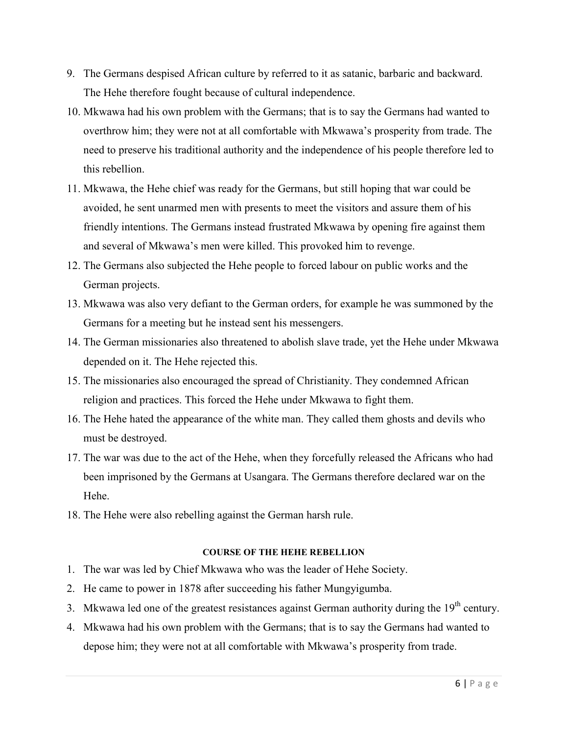9. The Germans despised African culture by referred to it as satanic, barbaric and backward. The Hehe therefore fought because of cultural independence.
10. Mkwawa had his own problem with the Germans; that is to say the Germans had wanted to overthrow him; they were not at all comfortable with Mkwawa's prosperity from trade. The need to preserve his traditional authority and the independence of his people therefore led to this rebellion.
11. Mkwawa, the Hehe chief was ready for the Germans, but still hoping that war could be avoided, he sent unarmed men with presents to meet the visitors and assure them of his friendly intentions. The Germans instead frustrated Mkwawa by opening fire against them and several of Mkwawa's men were killed. This provoked him to revenge.
12. The Germans also subjected the Hehe people to forced labour on public works and the German projects.
13. Mkwawa was also very defiant to the German orders, for example he was summoned by the Germans for a meeting but he instead sent his messengers.
14. The German missionaries also threatened to abolish slave trade, yet the Hehe under Mkwawa depended on it. The Hehe rejected this.
15. The missionaries also encouraged the spread of Christianity. They condemned African religion and practices. This forced the Hehe under Mkwawa to fight them.
16. The Hehe hated the appearance of the white man. They called them ghosts and devils who must be destroyed.
17. The war was due to the act of the Hehe, when they forcefully released the Africans who had been imprisoned by the Germans at Usangara. The Germans therefore declared war on the Hehe.
18. The Hehe were also rebelling against the German harsh rule.

**COURSE OF THE HEHE REBELLION**

1. The war was led by Chief Mkwawa who was the leader of Hehe Society.
2. He came to power in 1878 after succeeding his father Mungyigumba.
3. Mkwawa led one of the greatest resistances against German authority during the 19th century.
4. Mkwawa had his own problem with the Germans; that is to say the Germans had wanted to depose him; they were not at all comfortable with Mkwawa's prosperity from trade.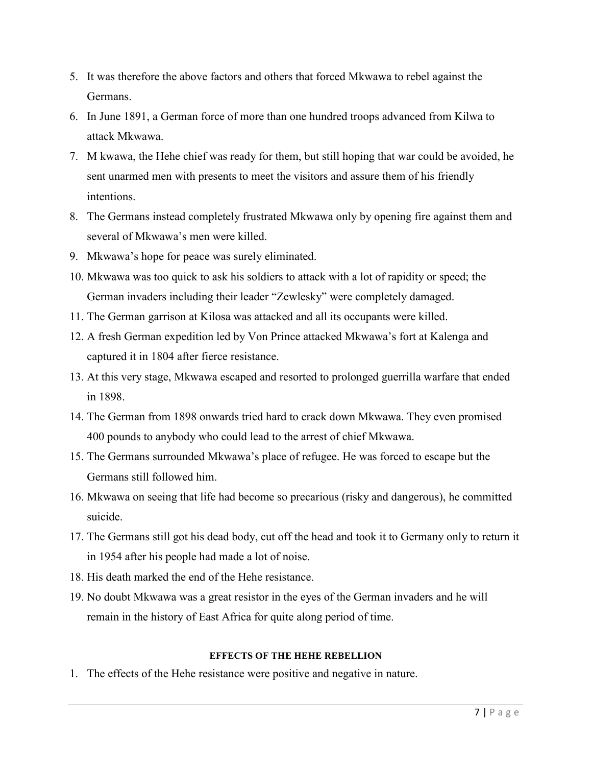5. It was therefore the above factors and others that forced Mkwawa to rebel against the Germans.
6. In June 1891, a German force of more than one hundred troops advanced from Kilwa to attack Mkwawa.
7. M kwawa, the Hehe chief was ready for them, but still hoping that war could be avoided, he sent unarmed men with presents to meet the visitors and assure them of his friendly intentions.
8. The Germans instead completely frustrated Mkwawa only by opening fire against them and several of Mkwawa's men were killed.
9. Mkwawa's hope for peace was surely eliminated.
10. Mkwawa was too quick to ask his soldiers to attack with a lot of rapidity or speed; the German invaders including their leader "Zewlesky" were completely damaged.
11. The German garrison at Kilosa was attacked and all its occupants were killed.
12. A fresh German expedition led by Von Prince attacked Mkwawa's fort at Kalenga and captured it in 1804 after fierce resistance.
13. At this very stage, Mkwawa escaped and resorted to prolonged guerrilla warfare that ended in 1898.
14. The German from 1898 onwards tried hard to crack down Mkwawa. They even promised 400 pounds to anybody who could lead to the arrest of chief Mkwawa.
15. The Germans surrounded Mkwawa's place of refugee. He was forced to escape but the Germans still followed him.
16. Mkwawa on seeing that life had become so precarious (risky and dangerous), he committed suicide.
17. The Germans still got his dead body, cut off the head and took it to Germany only to return it in 1954 after his people had made a lot of noise.
18. His death marked the end of the Hehe resistance.
19. No doubt Mkwawa was a great resistor in the eyes of the German invaders and he will remain in the history of East Africa for quite along period of time.

#### EFFECTS OF THE HEHE REBELLION

1. The effects of the Hehe resistance were positive and negative in nature.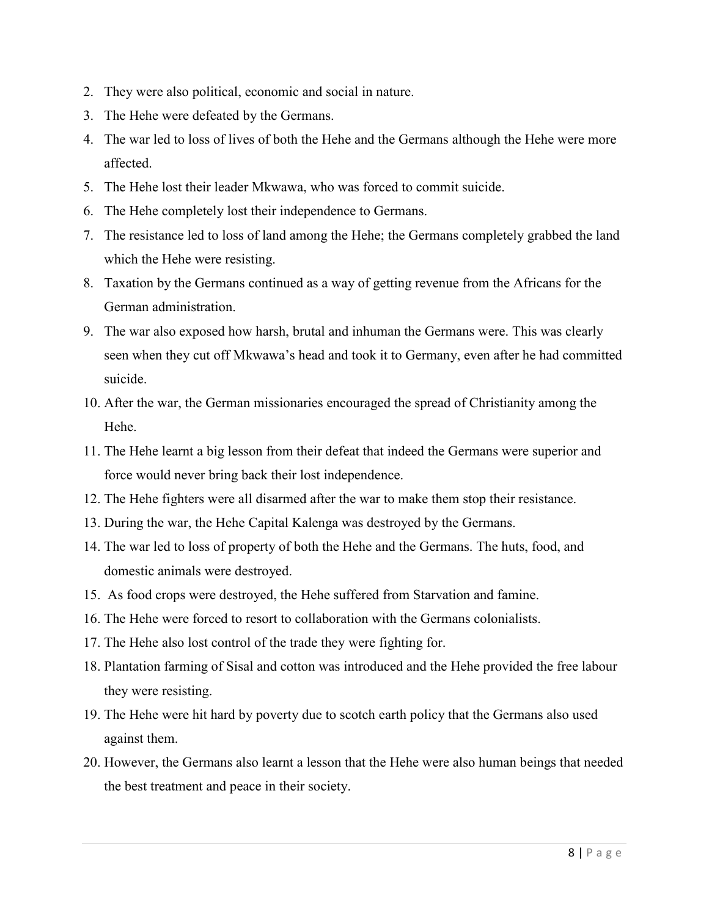2. They were also political, economic and social in nature.
3. The Hehe were defeated by the Germans.
4. The war led to loss of lives of both the Hehe and the Germans although the Hehe were more affected.
5. The Hehe lost their leader Mkwawa, who was forced to commit suicide.
6. The Hehe completely lost their independence to Germans.
7. The resistance led to loss of land among the Hehe; the Germans completely grabbed the land which the Hehe were resisting.
8. Taxation by the Germans continued as a way of getting revenue from the Africans for the German administration.
9. The war also exposed how harsh, brutal and inhuman the Germans were. This was clearly seen when they cut off Mkwawa's head and took it to Germany, even after he had committed suicide.
10. After the war, the German missionaries encouraged the spread of Christianity among the Hehe.
11. The Hehe learnt a big lesson from their defeat that indeed the Germans were superior and force would never bring back their lost independence.
12. The Hehe fighters were all disarmed after the war to make them stop their resistance.
13. During the war, the Hehe Capital Kalenga was destroyed by the Germans.
14. The war led to loss of property of both the Hehe and the Germans. The huts, food, and domestic animals were destroyed.
15. As food crops were destroyed, the Hehe suffered from Starvation and famine.
16. The Hehe were forced to resort to collaboration with the Germans colonialists.
17. The Hehe also lost control of the trade they were fighting for.
18. Plantation farming of Sisal and cotton was introduced and the Hehe provided the free labour they were resisting.
19. The Hehe were hit hard by poverty due to scotch earth policy that the Germans also used against them.
20. However, the Germans also learnt a lesson that the Hehe were also human beings that needed the best treatment and peace in their society.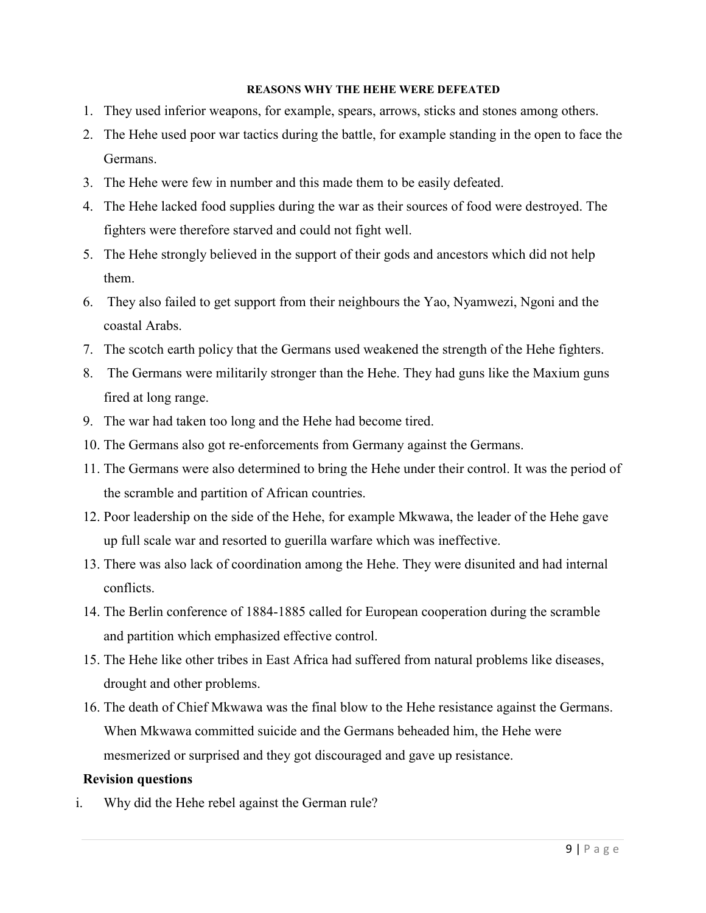### REASONS WHY THE HEHE WERE DEFEATED

1. They used inferior weapons, for example, spears, arrows, sticks and stones among others.
2. The Hehe used poor war tactics during the battle, for example standing in the open to face the Germans.
3. The Hehe were few in number and this made them to be easily defeated.
4. The Hehe lacked food supplies during the war as their sources of food were destroyed. The fighters were therefore starved and could not fight well.
5. The Hehe strongly believed in the support of their gods and ancestors which did not help them.
6. They also failed to get support from their neighbours the Yao, Nyamwezi, Ngoni and the coastal Arabs.
7. The scotch earth policy that the Germans used weakened the strength of the Hehe fighters.
8. The Germans were militarily stronger than the Hehe. They had guns like the Maxium guns fired at long range.
9. The war had taken too long and the Hehe had become tired.
10. The Germans also got re-enforcements from Germany against the Germans.
11. The Germans were also determined to bring the Hehe under their control. It was the period of the scramble and partition of African countries.
12. Poor leadership on the side of the Hehe, for example Mkwawa, the leader of the Hehe gave up full scale war and resorted to guerilla warfare which was ineffective.
13. There was also lack of coordination among the Hehe. They were disunited and had internal conflicts.
14. The Berlin conference of 1884-1885 called for European cooperation during the scramble and partition which emphasized effective control.
15. The Hehe like other tribes in East Africa had suffered from natural problems like diseases, drought and other problems.
16. The death of Chief Mkwawa was the final blow to the Hehe resistance against the Germans. When Mkwawa committed suicide and the Germans beheaded him, the Hehe were mesmerized or surprised and they got discouraged and gave up resistance.

**Revision questions**

i. Why did the Hehe rebel against the German rule?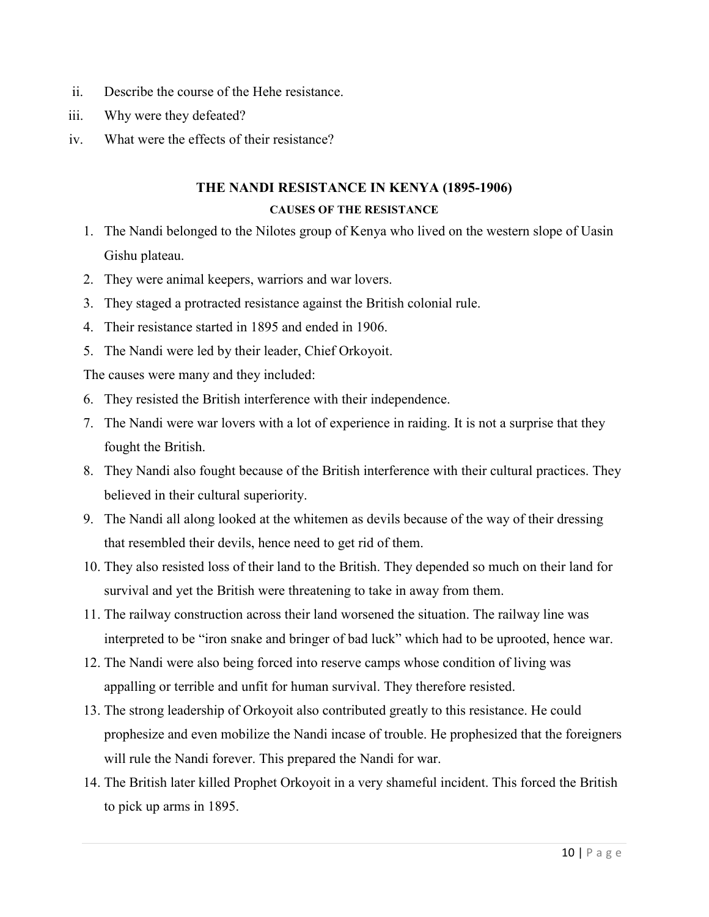ii. Describe the course of the Hehe resistance.

iii. Why were they defeated?

iv. What were the effects of their resistance?

## THE NANDI RESISTANCE IN KENYA (1895-1906)

### CAUSES OF THE RESISTANCE

1. The Nandi belonged to the Nilotes group of Kenya who lived on the western slope of Uasin Gishu plateau.
2. They were animal keepers, warriors and war lovers.
3. They staged a protracted resistance against the British colonial rule.
4. Their resistance started in 1895 and ended in 1906.
5. The Nandi were led by their leader, Chief Orkoyoit.

The causes were many and they included:

6. They resisted the British interference with their independence.
7. The Nandi were war lovers with a lot of experience in raiding. It is not a surprise that they fought the British.
8. They Nandi also fought because of the British interference with their cultural practices. They believed in their cultural superiority.
9. The Nandi all along looked at the whitemen as devils because of the way of their dressing that resembled their devils, hence need to get rid of them.
10. They also resisted loss of their land to the British. They depended so much on their land for survival and yet the British were threatening to take in away from them.
11. The railway construction across their land worsened the situation. The railway line was interpreted to be "iron snake and bringer of bad luck" which had to be uprooted, hence war.
12. The Nandi were also being forced into reserve camps whose condition of living was appalling or terrible and unfit for human survival. They therefore resisted.
13. The strong leadership of Orkoyoit also contributed greatly to this resistance. He could prophesize and even mobilize the Nandi incase of trouble. He prophesized that the foreigners will rule the Nandi forever. This prepared the Nandi for war.
14. The British later killed Prophet Orkoyoit in a very shameful incident. This forced the British to pick up arms in 1895.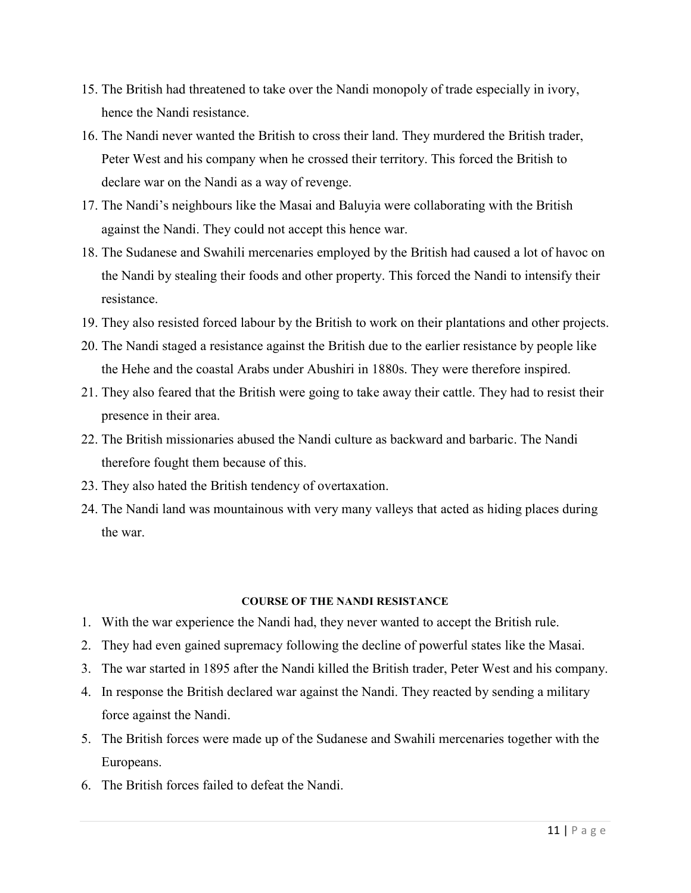15. The British had threatened to take over the Nandi monopoly of trade especially in ivory, hence the Nandi resistance.
16. The Nandi never wanted the British to cross their land. They murdered the British trader, Peter West and his company when he crossed their territory. This forced the British to declare war on the Nandi as a way of revenge.
17. The Nandi's neighbours like the Masai and Baluyia were collaborating with the British against the Nandi. They could not accept this hence war.
18. The Sudanese and Swahili mercenaries employed by the British had caused a lot of havoc on the Nandi by stealing their foods and other property. This forced the Nandi to intensify their resistance.
19. They also resisted forced labour by the British to work on their plantations and other projects.
20. The Nandi staged a resistance against the British due to the earlier resistance by people like the Hehe and the coastal Arabs under Abushiri in 1880s. They were therefore inspired.
21. They also feared that the British were going to take away their cattle. They had to resist their presence in their area.
22. The British missionaries abused the Nandi culture as backward and barbaric. The Nandi therefore fought them because of this.
23. They also hated the British tendency of overtaxation.
24. The Nandi land was mountainous with very many valleys that acted as hiding places during the war.

**COURSE OF THE NANDI RESISTANCE**

1. With the war experience the Nandi had, they never wanted to accept the British rule.
2. They had even gained supremacy following the decline of powerful states like the Masai.
3. The war started in 1895 after the Nandi killed the British trader, Peter West and his company.
4. In response the British declared war against the Nandi. They reacted by sending a military force against the Nandi.
5. The British forces were made up of the Sudanese and Swahili mercenaries together with the Europeans.
6. The British forces failed to defeat the Nandi.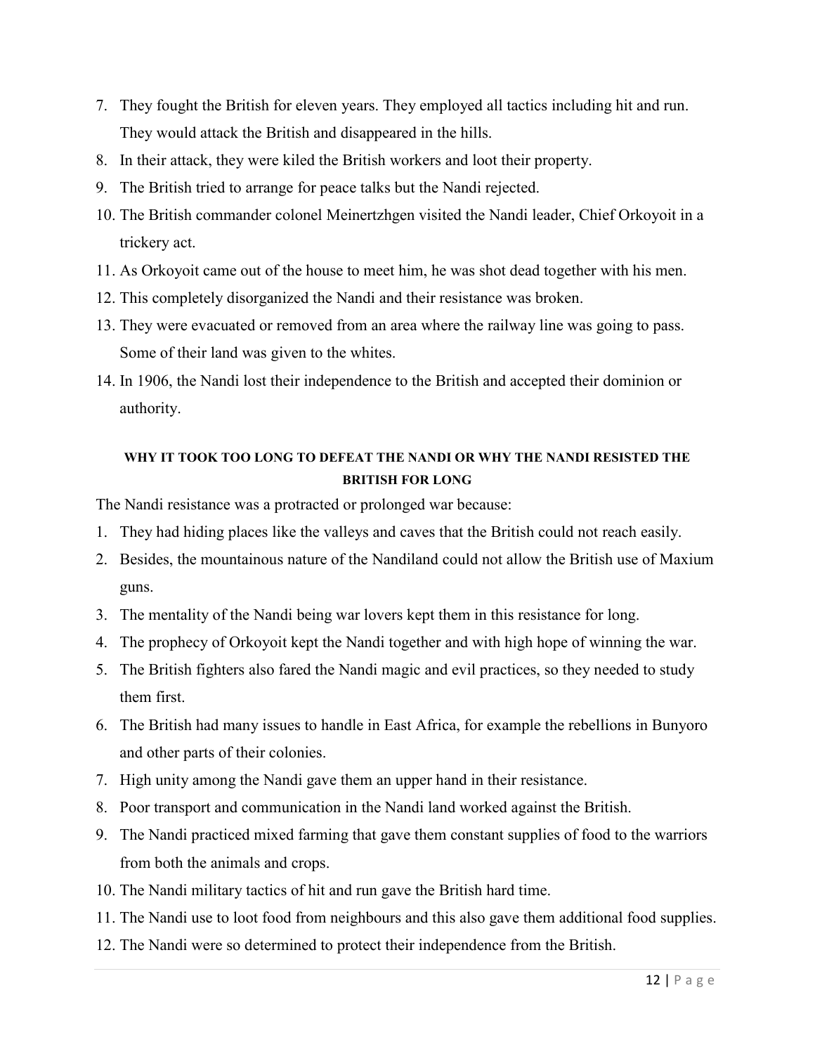7. They fought the British for eleven years. They employed all tactics including hit and run. They would attack the British and disappeared in the hills.
8. In their attack, they were kiled the British workers and loot their property.
9. The British tried to arrange for peace talks but the Nandi rejected.
10. The British commander colonel Meinertzhgen visited the Nandi leader, Chief Orkoyoit in a trickery act.
11. As Orkoyoit came out of the house to meet him, he was shot dead together with his men.
12. This completely disorganized the Nandi and their resistance was broken.
13. They were evacuated or removed from an area where the railway line was going to pass. Some of their land was given to the whites.
14. In 1906, the Nandi lost their independence to the British and accepted their dominion or authority.

**WHY IT TOOK TOO LONG TO DEFEAT THE NANDI OR WHY THE NANDI RESISTED THE BRITISH FOR LONG**

The Nandi resistance was a protracted or prolonged war because:

1. They had hiding places like the valleys and caves that the British could not reach easily.
2. Besides, the mountainous nature of the Nandiland could not allow the British use of Maxium guns.
3. The mentality of the Nandi being war lovers kept them in this resistance for long.
4. The prophecy of Orkoyoit kept the Nandi together and with high hope of winning the war.
5. The British fighters also fared the Nandi magic and evil practices, so they needed to study them first.
6. The British had many issues to handle in East Africa, for example the rebellions in Bunyoro and other parts of their colonies.
7. High unity among the Nandi gave them an upper hand in their resistance.
8. Poor transport and communication in the Nandi land worked against the British.
9. The Nandi practiced mixed farming that gave them constant supplies of food to the warriors from both the animals and crops.
10. The Nandi military tactics of hit and run gave the British hard time.
11. The Nandi use to loot food from neighbours and this also gave them additional food supplies.
12. The Nandi were so determined to protect their independence from the British.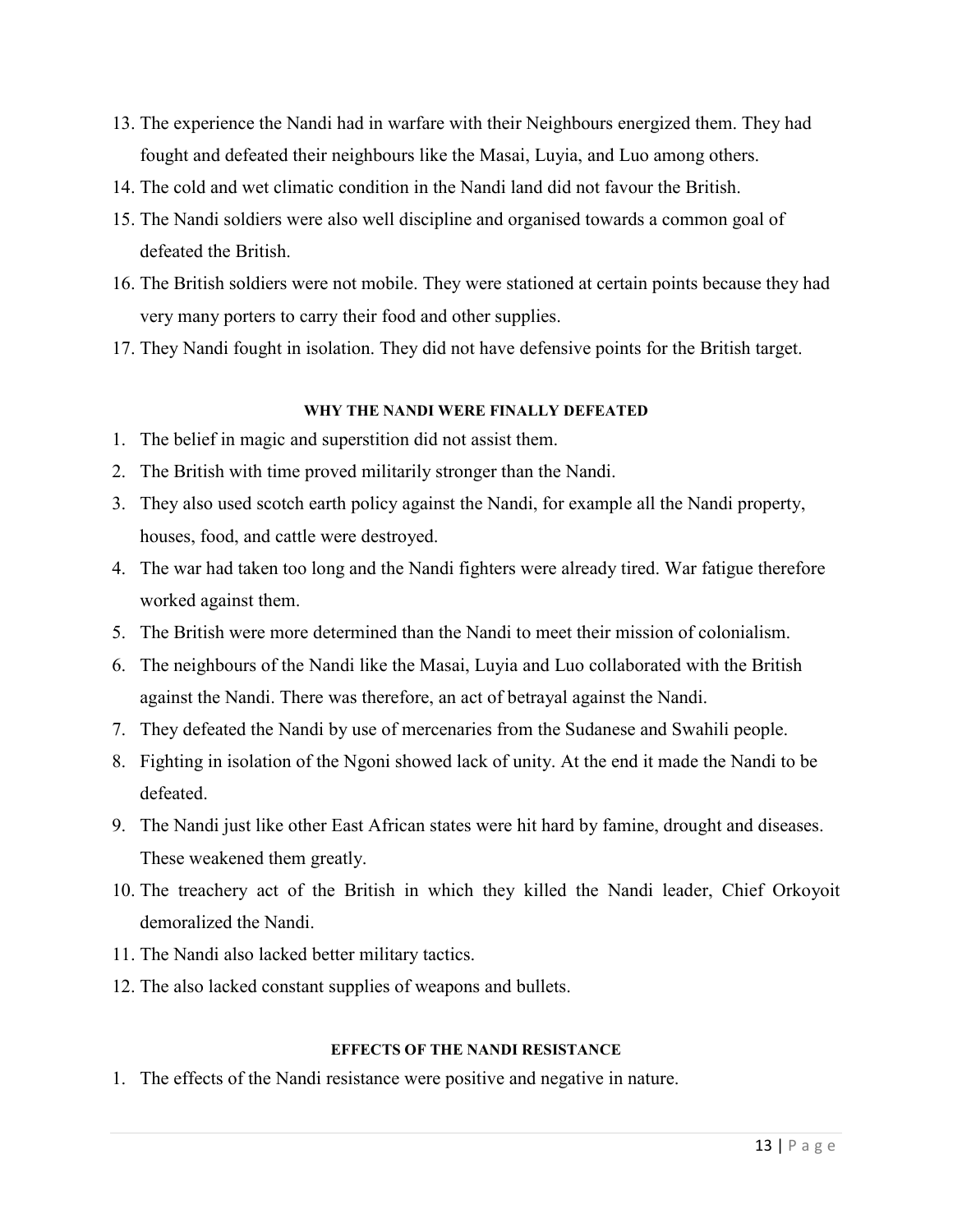13. The experience the Nandi had in warfare with their Neighbours energized them. They had fought and defeated their neighbours like the Masai, Luyia, and Luo among others.
14. The cold and wet climatic condition in the Nandi land did not favour the British.
15. The Nandi soldiers were also well discipline and organised towards a common goal of defeated the British.
16. The British soldiers were not mobile. They were stationed at certain points because they had very many porters to carry their food and other supplies.
17. They Nandi fought in isolation. They did not have defensive points for the British target.

#### WHY THE NANDI WERE FINALLY DEFEATED

1. The belief in magic and superstition did not assist them.
2. The British with time proved militarily stronger than the Nandi.
3. They also used scotch earth policy against the Nandi, for example all the Nandi property, houses, food, and cattle were destroyed.
4. The war had taken too long and the Nandi fighters were already tired. War fatigue therefore worked against them.
5. The British were more determined than the Nandi to meet their mission of colonialism.
6. The neighbours of the Nandi like the Masai, Luyia and Luo collaborated with the British against the Nandi. There was therefore, an act of betrayal against the Nandi.
7. They defeated the Nandi by use of mercenaries from the Sudanese and Swahili people.
8. Fighting in isolation of the Ngoni showed lack of unity. At the end it made the Nandi to be defeated.
9. The Nandi just like other East African states were hit hard by famine, drought and diseases. These weakened them greatly.
10. The treachery act of the British in which they killed the Nandi leader, Chief Orkoyoit demoralized the Nandi.
11. The Nandi also lacked better military tactics.
12. The also lacked constant supplies of weapons and bullets.

#### EFFECTS OF THE NANDI RESISTANCE

1. The effects of the Nandi resistance were positive and negative in nature.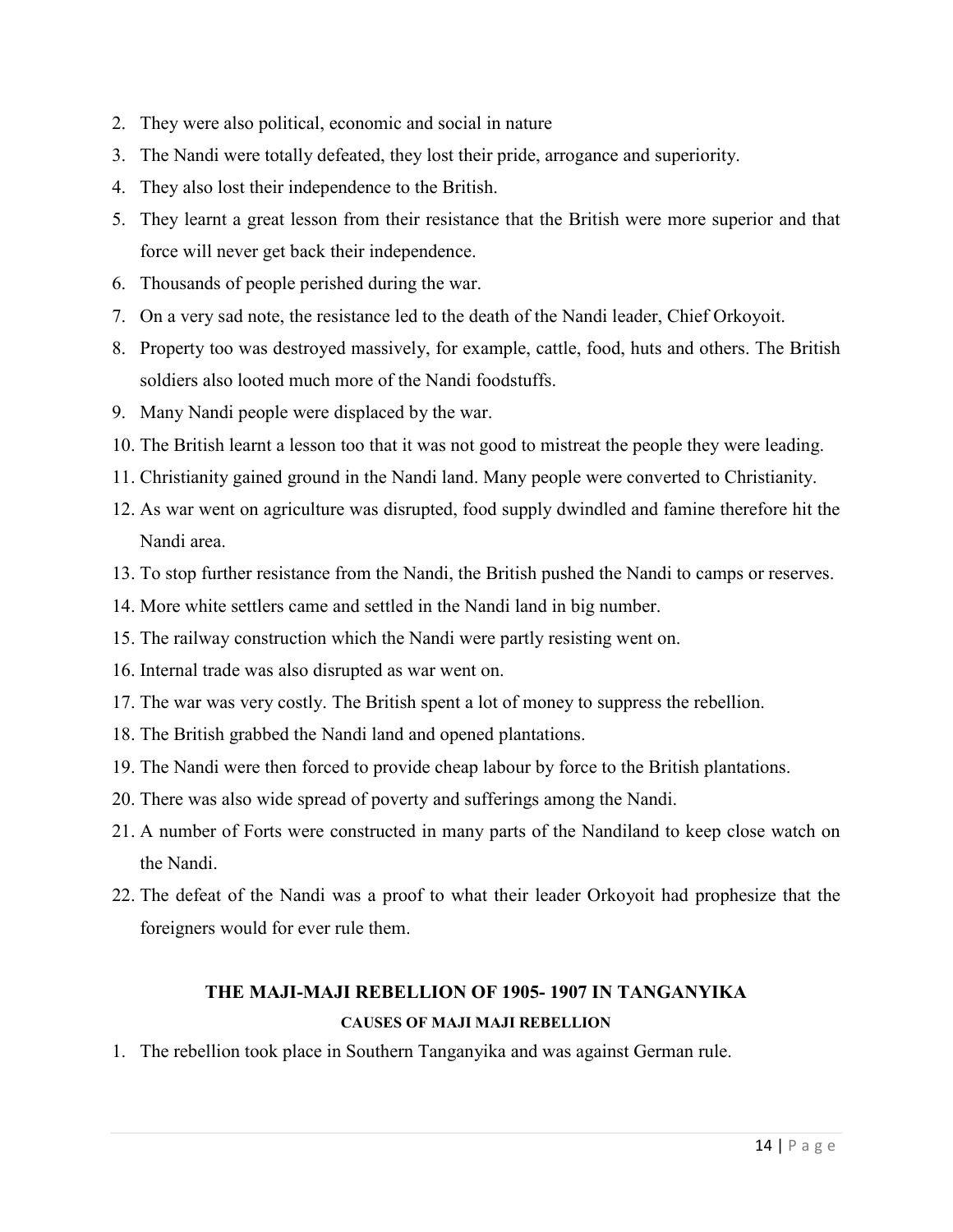2. They were also political, economic and social in nature
3. The Nandi were totally defeated, they lost their pride, arrogance and superiority.
4. They also lost their independence to the British.
5. They learnt a great lesson from their resistance that the British were more superior and that force will never get back their independence.
6. Thousands of people perished during the war.
7. On a very sad note, the resistance led to the death of the Nandi leader, Chief Orkoyoit.
8. Property too was destroyed massively, for example, cattle, food, huts and others. The British soldiers also looted much more of the Nandi foodstuffs.
9. Many Nandi people were displaced by the war.
10. The British learnt a lesson too that it was not good to mistreat the people they were leading.
11. Christianity gained ground in the Nandi land. Many people were converted to Christianity.
12. As war went on agriculture was disrupted, food supply dwindled and famine therefore hit the Nandi area.
13. To stop further resistance from the Nandi, the British pushed the Nandi to camps or reserves.
14. More white settlers came and settled in the Nandi land in big number.
15. The railway construction which the Nandi were partly resisting went on.
16. Internal trade was also disrupted as war went on.
17. The war was very costly. The British spent a lot of money to suppress the rebellion.
18. The British grabbed the Nandi land and opened plantations.
19. The Nandi were then forced to provide cheap labour by force to the British plantations.
20. There was also wide spread of poverty and sufferings among the Nandi.
21. A number of Forts were constructed in many parts of the Nandiland to keep close watch on the Nandi.
22. The defeat of the Nandi was a proof to what their leader Orkoyoit had prophesize that the foreigners would for ever rule them.

## THE MAJI-MAJI REBELLION OF 1905- 1907 IN TANGANYIKA

### CAUSES OF MAJI MAJI REBELLION

1. The rebellion took place in Southern Tanganyika and was against German rule.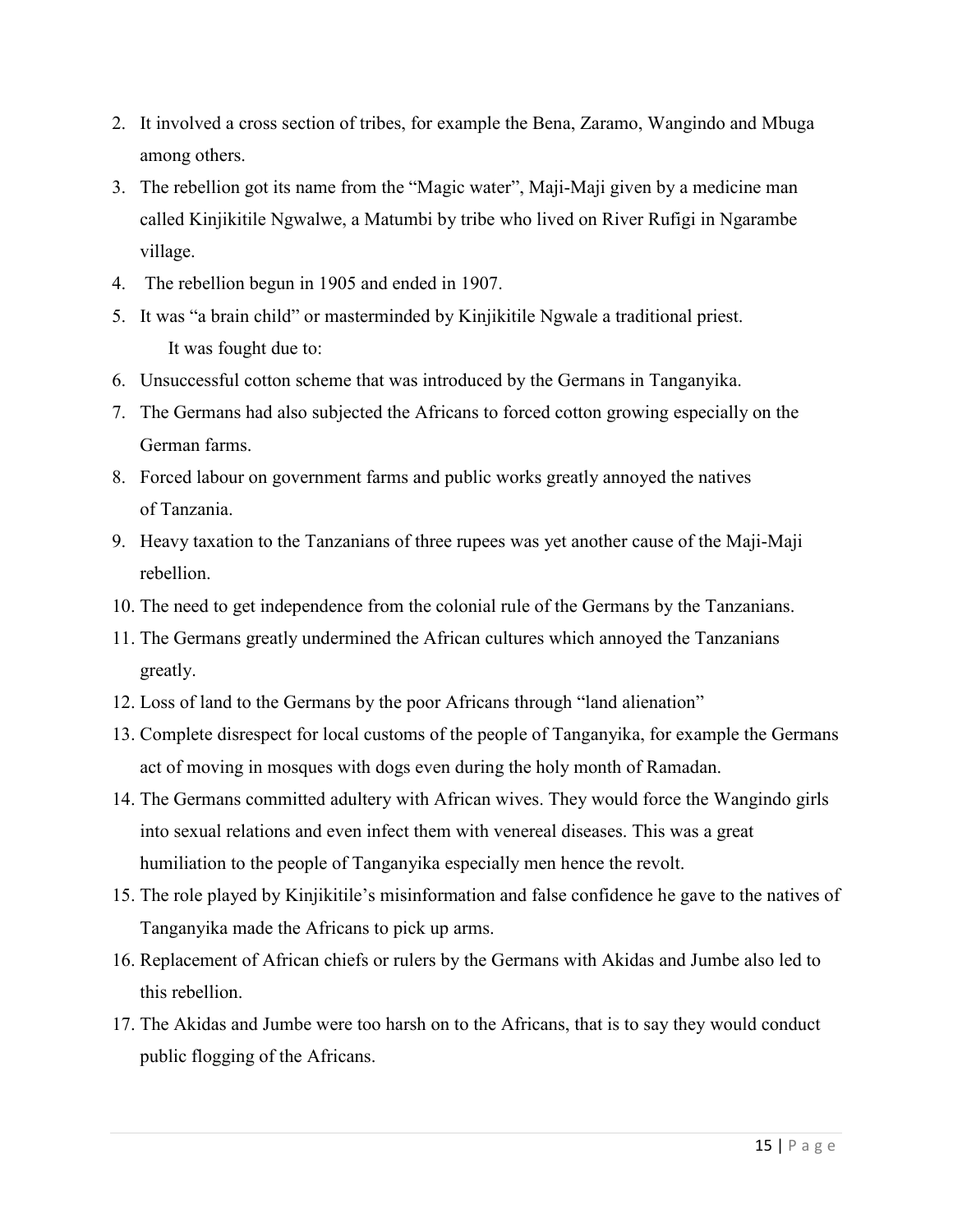2. It involved a cross section of tribes, for example the Bena, Zaramo, Wangindo and Mbuga among others.
3. The rebellion got its name from the "Magic water", Maji-Maji given by a medicine man called Kinjikitile Ngwalwe, a Matumbi by tribe who lived on River Rufigi in Ngarambe village.
4. The rebellion begun in 1905 and ended in 1907.
5. It was "a brain child" or masterminded by Kinjikitile Ngwale a traditional priest.

   It was fought due to:

6. Unsuccessful cotton scheme that was introduced by the Germans in Tanganyika.
7. The Germans had also subjected the Africans to forced cotton growing especially on the German farms.
8. Forced labour on government farms and public works greatly annoyed the natives of Tanzania.
9. Heavy taxation to the Tanzanians of three rupees was yet another cause of the Maji-Maji rebellion.
10. The need to get independence from the colonial rule of the Germans by the Tanzanians.
11. The Germans greatly undermined the African cultures which annoyed the Tanzanians greatly.
12. Loss of land to the Germans by the poor Africans through "land alienation"
13. Complete disrespect for local customs of the people of Tanganyika, for example the Germans act of moving in mosques with dogs even during the holy month of Ramadan.
14. The Germans committed adultery with African wives. They would force the Wangindo girls into sexual relations and even infect them with venereal diseases. This was a great humiliation to the people of Tanganyika especially men hence the revolt.
15. The role played by Kinjikitile's misinformation and false confidence he gave to the natives of Tanganyika made the Africans to pick up arms.
16. Replacement of African chiefs or rulers by the Germans with Akidas and Jumbe also led to this rebellion.
17. The Akidas and Jumbe were too harsh on to the Africans, that is to say they would conduct public flogging of the Africans.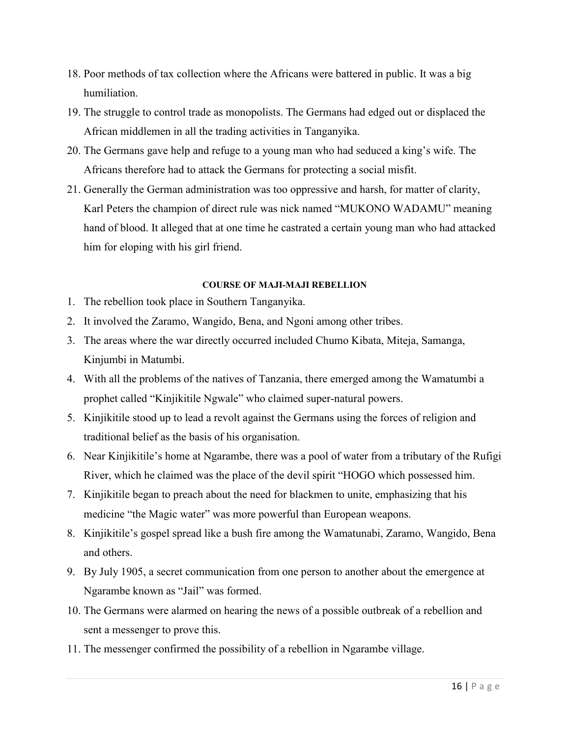18. Poor methods of tax collection where the Africans were battered in public. It was a big humiliation.
19. The struggle to control trade as monopolists. The Germans had edged out or displaced the African middlemen in all the trading activities in Tanganyika.
20. The Germans gave help and refuge to a young man who had seduced a king's wife. The Africans therefore had to attack the Germans for protecting a social misfit.
21. Generally the German administration was too oppressive and harsh, for matter of clarity, Karl Peters the champion of direct rule was nick named "MUKONO WADAMU" meaning hand of blood. It alleged that at one time he castrated a certain young man who had attacked him for eloping with his girl friend.

#### COURSE OF MAJI-MAJI REBELLION

1. The rebellion took place in Southern Tanganyika.
2. It involved the Zaramo, Wangido, Bena, and Ngoni among other tribes.
3. The areas where the war directly occurred included Chumo Kibata, Miteja, Samanga, Kinjumbi in Matumbi.
4. With all the problems of the natives of Tanzania, there emerged among the Wamatumbi a prophet called "Kinjikitile Ngwale" who claimed super-natural powers.
5. Kinjikitile stood up to lead a revolt against the Germans using the forces of religion and traditional belief as the basis of his organisation.
6. Near Kinjikitile's home at Ngarambe, there was a pool of water from a tributary of the Rufigi River, which he claimed was the place of the devil spirit "HOGO which possessed him.
7. Kinjikitile began to preach about the need for blackmen to unite, emphasizing that his medicine "the Magic water" was more powerful than European weapons.
8. Kinjikitile's gospel spread like a bush fire among the Wamatunabi, Zaramo, Wangido, Bena and others.
9. By July 1905, a secret communication from one person to another about the emergence at Ngarambe known as "Jail" was formed.
10. The Germans were alarmed on hearing the news of a possible outbreak of a rebellion and sent a messenger to prove this.
11. The messenger confirmed the possibility of a rebellion in Ngarambe village.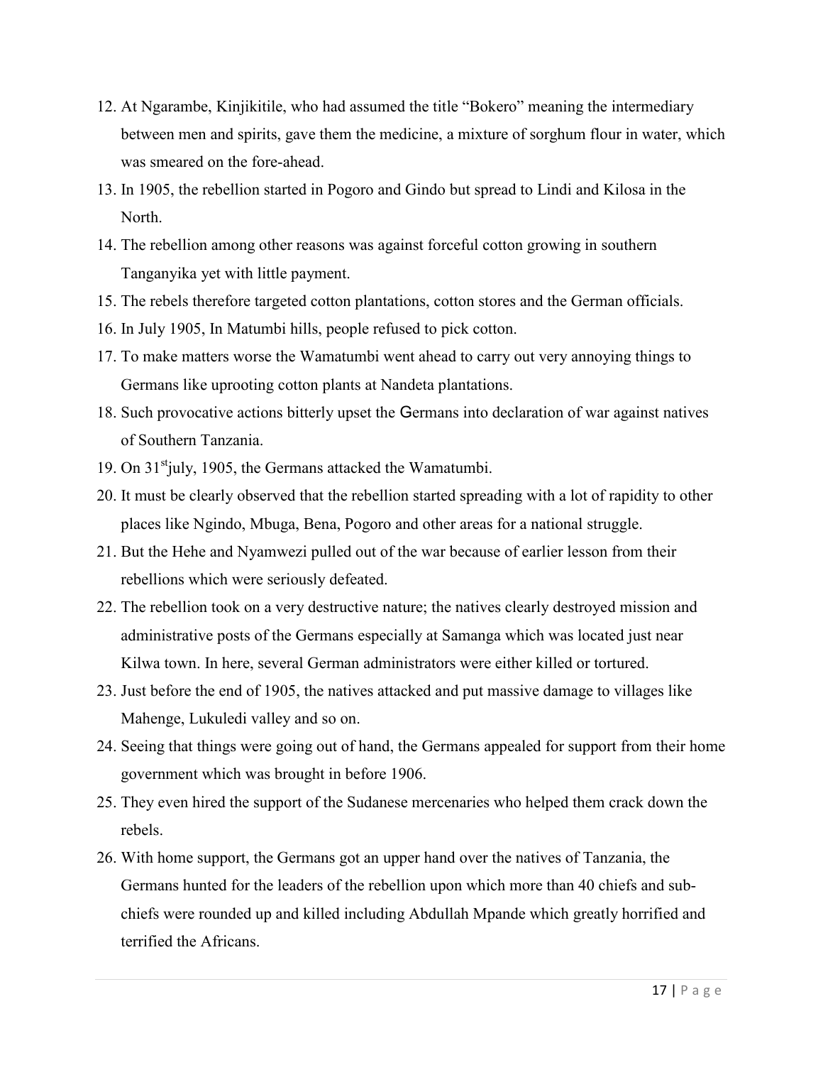12. At Ngarambe, Kinjikitile, who had assumed the title "Bokero" meaning the intermediary between men and spirits, gave them the medicine, a mixture of sorghum flour in water, which was smeared on the fore-ahead.
13. In 1905, the rebellion started in Pogoro and Gindo but spread to Lindi and Kilosa in the North.
14. The rebellion among other reasons was against forceful cotton growing in southern Tanganyika yet with little payment.
15. The rebels therefore targeted cotton plantations, cotton stores and the German officials.
16. In July 1905, In Matumbi hills, people refused to pick cotton.
17. To make matters worse the Wamatumbi went ahead to carry out very annoying things to Germans like uprooting cotton plants at Nandeta plantations.
18. Such provocative actions bitterly upset the Germans into declaration of war against natives of Southern Tanzania.
19. On 31st july, 1905, the Germans attacked the Wamatumbi.
20. It must be clearly observed that the rebellion started spreading with a lot of rapidity to other places like Ngindo, Mbuga, Bena, Pogoro and other areas for a national struggle.
21. But the Hehe and Nyamwezi pulled out of the war because of earlier lesson from their rebellions which were seriously defeated.
22. The rebellion took on a very destructive nature; the natives clearly destroyed mission and administrative posts of the Germans especially at Samanga which was located just near Kilwa town. In here, several German administrators were either killed or tortured.
23. Just before the end of 1905, the natives attacked and put massive damage to villages like Mahenge, Lukuledi valley and so on.
24. Seeing that things were going out of hand, the Germans appealed for support from their home government which was brought in before 1906.
25. They even hired the support of the Sudanese mercenaries who helped them crack down the rebels.
26. With home support, the Germans got an upper hand over the natives of Tanzania, the Germans hunted for the leaders of the rebellion upon which more than 40 chiefs and sub-chiefs were rounded up and killed including Abdullah Mpande which greatly horrified and terrified the Africans.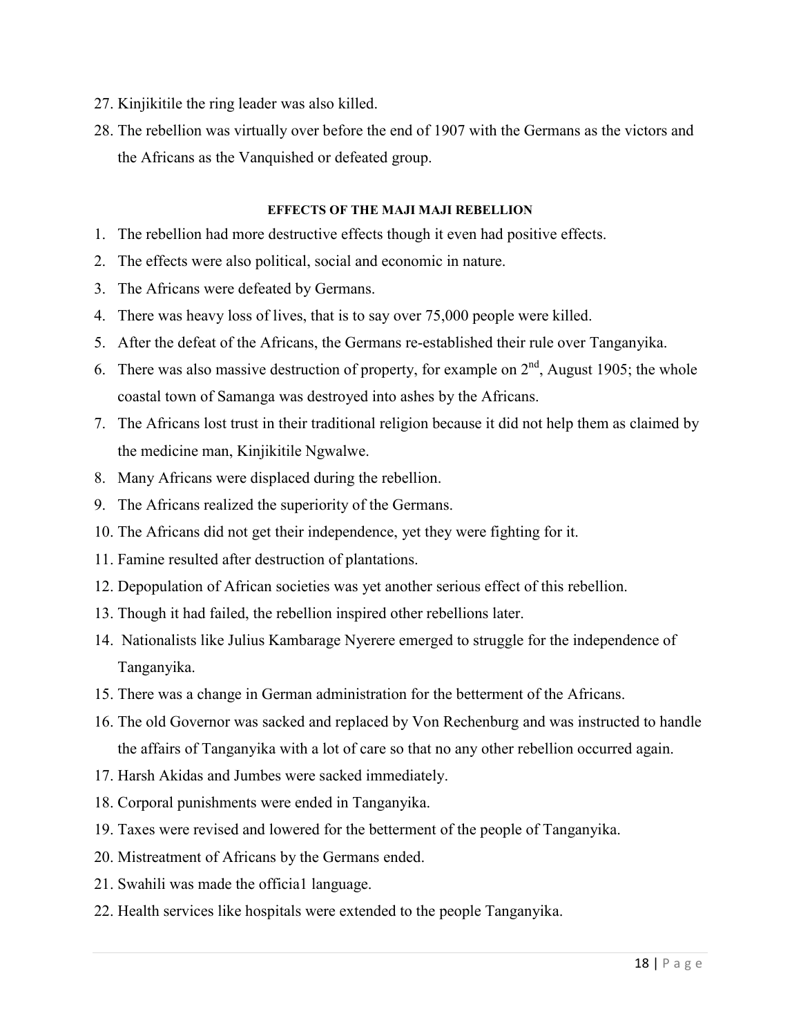27. Kinjikitile the ring leader was also killed.
28. The rebellion was virtually over before the end of 1907 with the Germans as the victors and the Africans as the Vanquished or defeated group.

#### EFFECTS OF THE MAJI MAJI REBELLION

1. The rebellion had more destructive effects though it even had positive effects.
2. The effects were also political, social and economic in nature.
3. The Africans were defeated by Germans.
4. There was heavy loss of lives, that is to say over 75,000 people were killed.
5. After the defeat of the Africans, the Germans re-established their rule over Tanganyika.
6. There was also massive destruction of property, for example on 2nd, August 1905; the whole coastal town of Samanga was destroyed into ashes by the Africans.
7. The Africans lost trust in their traditional religion because it did not help them as claimed by the medicine man, Kinjikitile Ngwalwe.
8. Many Africans were displaced during the rebellion.
9. The Africans realized the superiority of the Germans.
10. The Africans did not get their independence, yet they were fighting for it.
11. Famine resulted after destruction of plantations.
12. Depopulation of African societies was yet another serious effect of this rebellion.
13. Though it had failed, the rebellion inspired other rebellions later.
14. Nationalists like Julius Kambarage Nyerere emerged to struggle for the independence of Tanganyika.
15. There was a change in German administration for the betterment of the Africans.
16. The old Governor was sacked and replaced by Von Rechenburg and was instructed to handle the affairs of Tanganyika with a lot of care so that no any other rebellion occurred again.
17. Harsh Akidas and Jumbes were sacked immediately.
18. Corporal punishments were ended in Tanganyika.
19. Taxes were revised and lowered for the betterment of the people of Tanganyika.
20. Mistreatment of Africans by the Germans ended.
21. Swahili was made the officia1 language.
22. Health services like hospitals were extended to the people Tanganyika.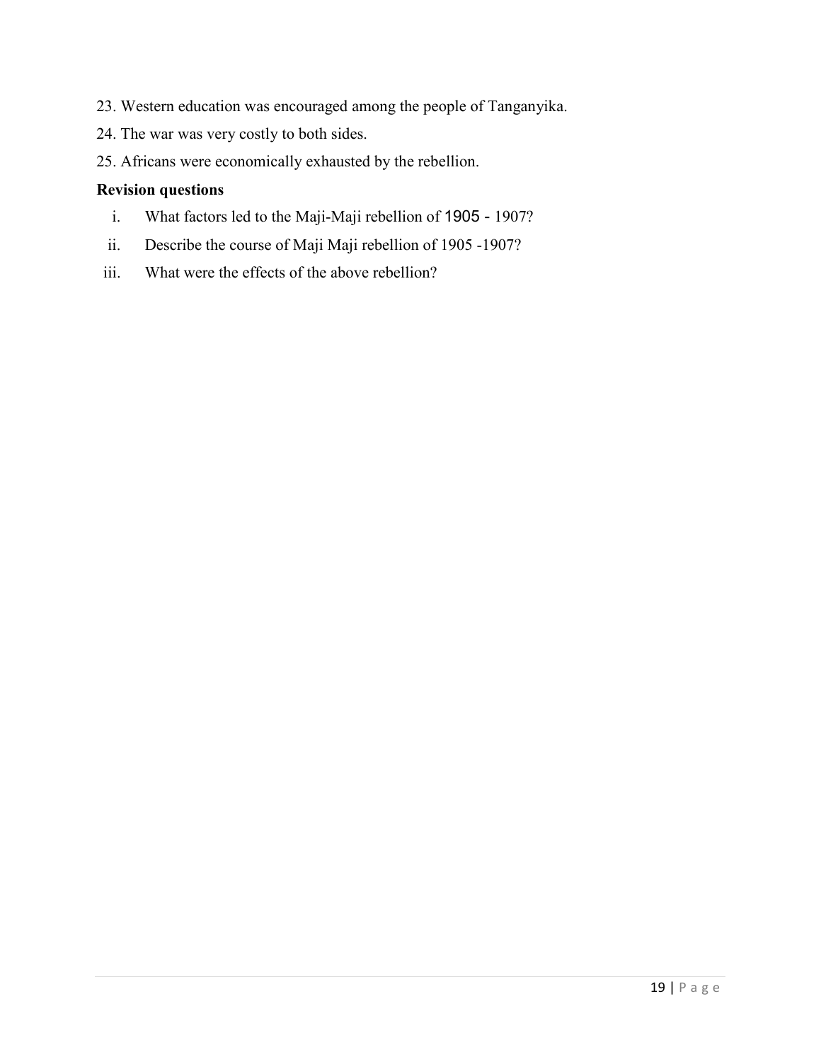23. Western education was encouraged among the people of Tanganyika.
24. The war was very costly to both sides.
25. Africans were economically exhausted by the rebellion.

**Revision questions**

i. What factors led to the Maji-Maji rebellion of 1905 - 1907?
ii. Describe the course of Maji Maji rebellion of 1905 -1907?
iii. What were the effects of the above rebellion?